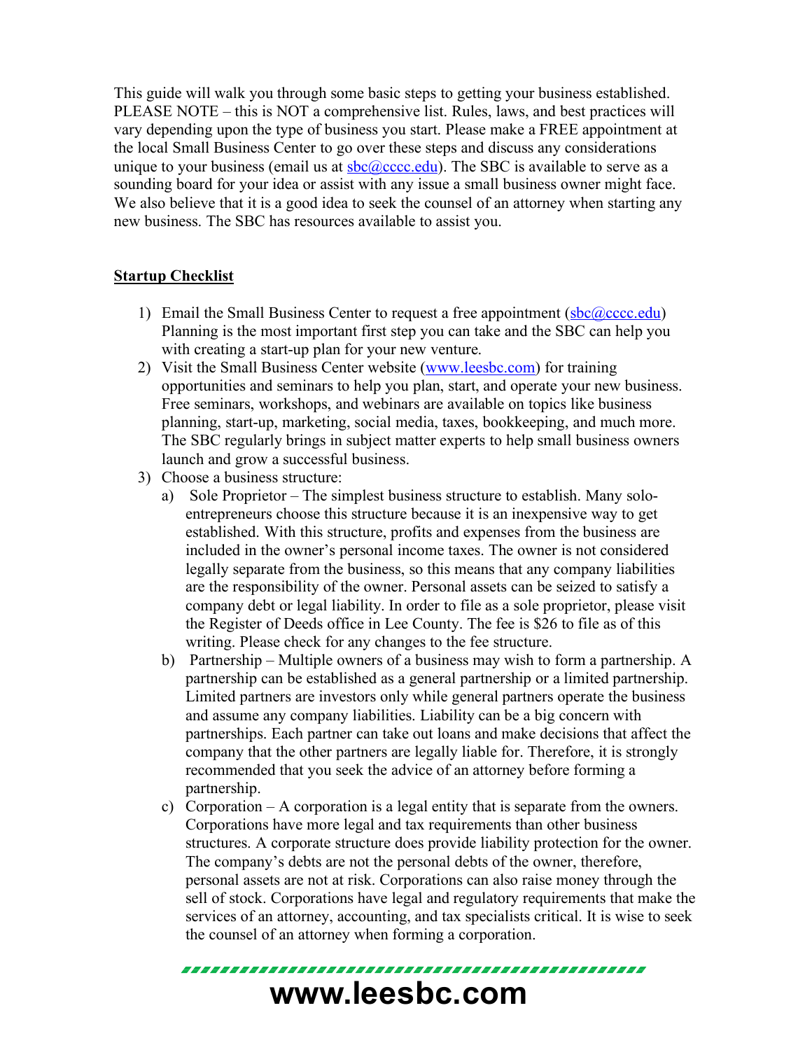This guide will walk you through some basic steps to getting your business established. PLEASE NOTE – this is NOT a comprehensive list. Rules, laws, and best practices will vary depending upon the type of business you start. Please make a FREE appointment at the local Small Business Center to go over these steps and discuss any considerations unique to your business (email us at [sbc@cccc.edu](mailto:sbc@cccc.edu)). The SBC is available to serve as a sounding board for your idea or assist with any issue a small business owner might face. We also believe that it is a good idea to seek the counsel of an attorney when starting any new business. The SBC has resources available to assist you.

## Startup Checklist

1) Email the Small Business Center to request a free appointment ([sbc@cccc.edu](mailto:sbc@cccc.edu)) Planning is the most important first step you can take and the SBC can help you with creating a start-up plan for your new venture.
2) Visit the Small Business Center website ([www.leesbc.com](http://www.leesbc.com)) for training opportunities and seminars to help you plan, start, and operate your new business. Free seminars, workshops, and webinars are available on topics like business planning, start-up, marketing, social media, taxes, bookkeeping, and much more. The SBC regularly brings in subject matter experts to help small business owners launch and grow a successful business.
3) Choose a business structure:
   a) Sole Proprietor – The simplest business structure to establish. Many solo-entrepreneurs choose this structure because it is an inexpensive way to get established. With this structure, profits and expenses from the business are included in the owner's personal income taxes. The owner is not considered legally separate from the business, so this means that any company liabilities are the responsibility of the owner. Personal assets can be seized to satisfy a company debt or legal liability. In order to file as a sole proprietor, please visit the Register of Deeds office in Lee County. The fee is $26 to file as of this writing. Please check for any changes to the fee structure.
   b) Partnership – Multiple owners of a business may wish to form a partnership. A partnership can be established as a general partnership or a limited partnership. Limited partners are investors only while general partners operate the business and assume any company liabilities. Liability can be a big concern with partnerships. Each partner can take out loans and make decisions that affect the company that the other partners are legally liable for. Therefore, it is strongly recommended that you seek the advice of an attorney before forming a partnership.
   c) Corporation – A corporation is a legal entity that is separate from the owners. Corporations have more legal and tax requirements than other business structures. A corporate structure does provide liability protection for the owner. The company's debts are not the personal debts of the owner, therefore, personal assets are not at risk. Corporations can also raise money through the sell of stock. Corporations have legal and regulatory requirements that make the services of an attorney, accounting, and tax specialists critical. It is wise to seek the counsel of an attorney when forming a corporation.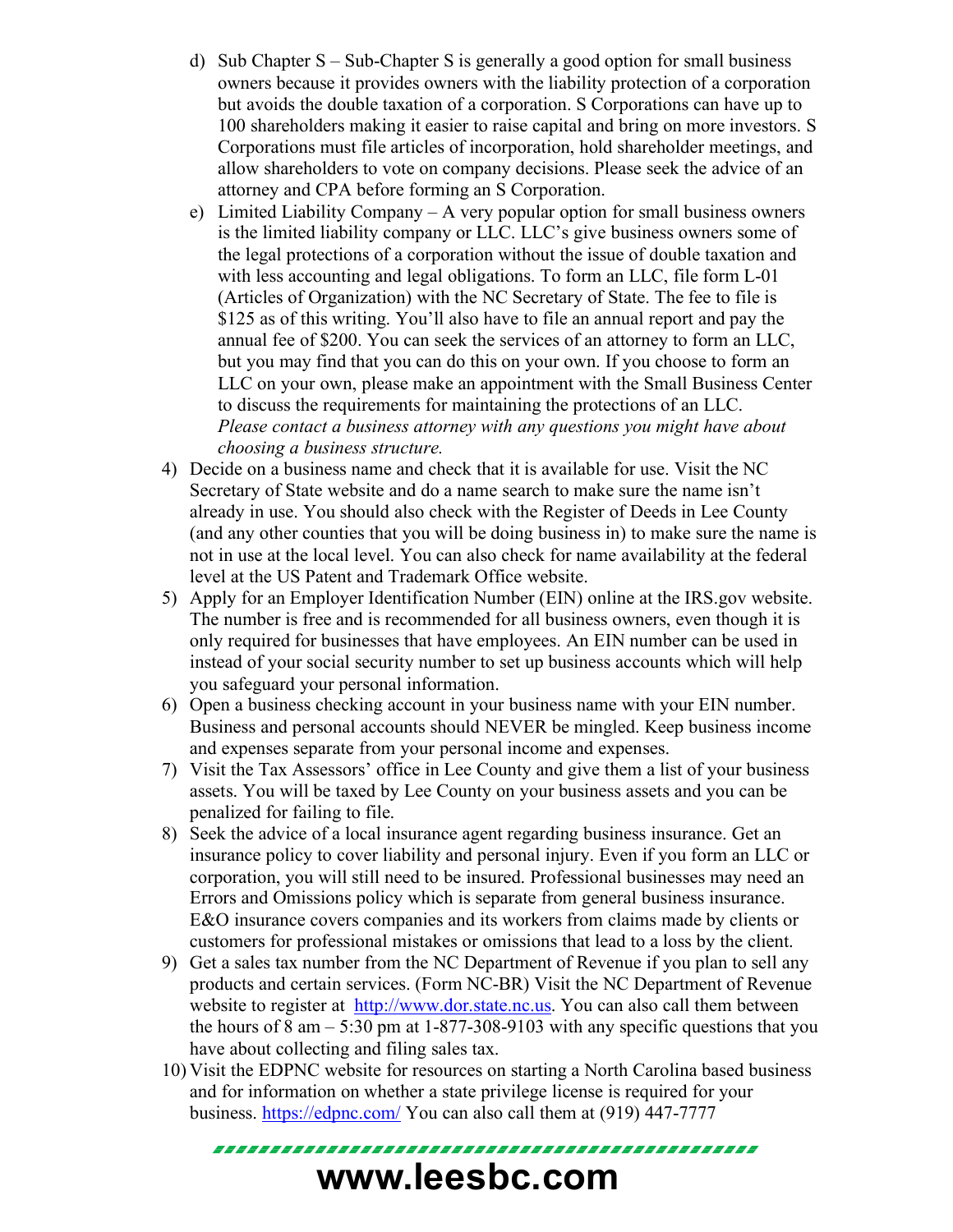d) Sub Chapter S – Sub-Chapter S is generally a good option for small business owners because it provides owners with the liability protection of a corporation but avoids the double taxation of a corporation. S Corporations can have up to 100 shareholders making it easier to raise capital and bring on more investors. S Corporations must file articles of incorporation, hold shareholder meetings, and allow shareholders to vote on company decisions. Please seek the advice of an attorney and CPA before forming an S Corporation.
   e) Limited Liability Company – A very popular option for small business owners is the limited liability company or LLC. LLC's give business owners some of the legal protections of a corporation without the issue of double taxation and with less accounting and legal obligations. To form an LLC, file form L-01 (Articles of Organization) with the NC Secretary of State. The fee to file is $125 as of this writing. You'll also have to file an annual report and pay the annual fee of $200. You can seek the services of an attorney to form an LLC, but you may find that you can do this on your own. If you choose to form an LLC on your own, please make an appointment with the Small Business Center to discuss the requirements for maintaining the protections of an LLC. *Please contact a business attorney with any questions you might have about choosing a business structure.*

4) Decide on a business name and check that it is available for use. Visit the NC Secretary of State website and do a name search to make sure the name isn't already in use. You should also check with the Register of Deeds in Lee County (and any other counties that you will be doing business in) to make sure the name is not in use at the local level. You can also check for name availability at the federal level at the US Patent and Trademark Office website.
5) Apply for an Employer Identification Number (EIN) online at the IRS.gov website. The number is free and is recommended for all business owners, even though it is only required for businesses that have employees. An EIN number can be used in instead of your social security number to set up business accounts which will help you safeguard your personal information.
6) Open a business checking account in your business name with your EIN number. Business and personal accounts should NEVER be mingled. Keep business income and expenses separate from your personal income and expenses.
7) Visit the Tax Assessors' office in Lee County and give them a list of your business assets. You will be taxed by Lee County on your business assets and you can be penalized for failing to file.
8) Seek the advice of a local insurance agent regarding business insurance. Get an insurance policy to cover liability and personal injury. Even if you form an LLC or corporation, you will still need to be insured. Professional businesses may need an Errors and Omissions policy which is separate from general business insurance. E&O insurance covers companies and its workers from claims made by clients or customers for professional mistakes or omissions that lead to a loss by the client.
9) Get a sales tax number from the NC Department of Revenue if you plan to sell any products and certain services. (Form NC-BR) Visit the NC Department of Revenue website to register at [http://www.dor.state.nc.us](http://www.dor.state.nc.us). You can also call them between the hours of 8 am – 5:30 pm at 1-877-308-9103 with any specific questions that you have about collecting and filing sales tax.
10) Visit the EDPNC website for resources on starting a North Carolina based business and for information on whether a state privilege license is required for your business. [https://edpnc.com/](https://edpnc.com/) You can also call them at (919) 447-7777

**www.leesbc.com**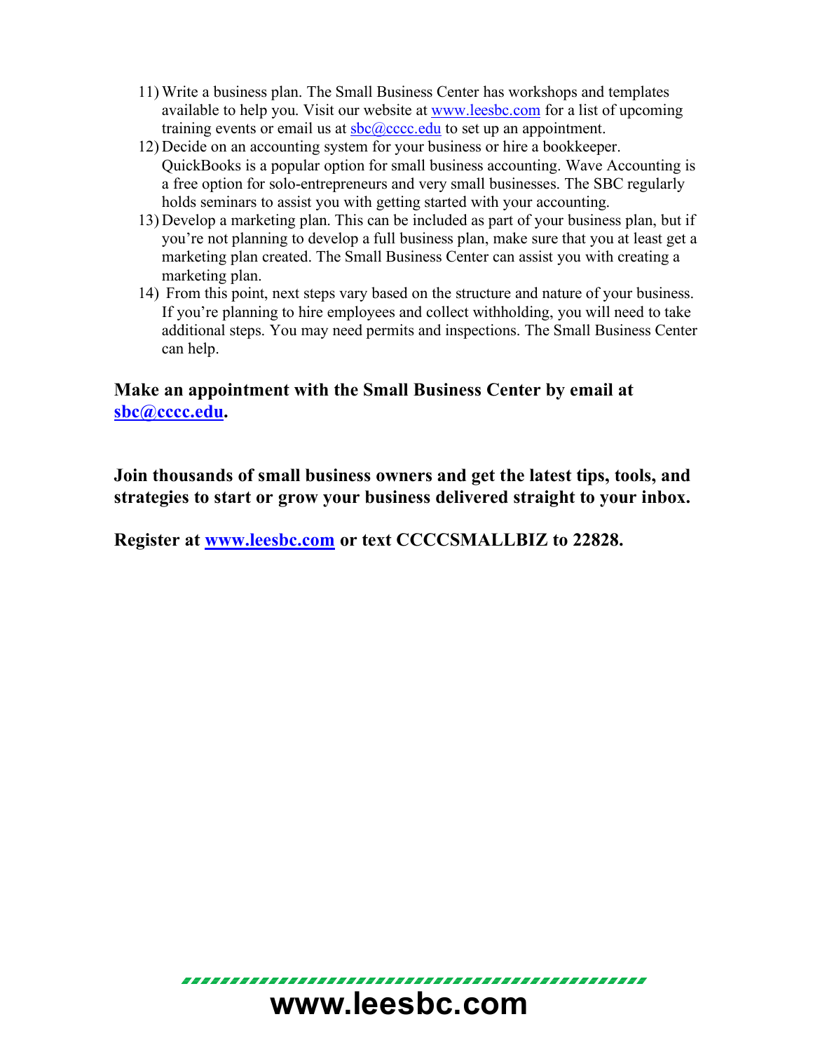11) Write a business plan. The Small Business Center has workshops and templates available to help you. Visit our website at www.leesbc.com for a list of upcoming training events or email us at sbc@cccc.edu to set up an appointment.
12) Decide on an accounting system for your business or hire a bookkeeper. QuickBooks is a popular option for small business accounting. Wave Accounting is a free option for solo-entrepreneurs and very small businesses. The SBC regularly holds seminars to assist you with getting started with your accounting.
13) Develop a marketing plan. This can be included as part of your business plan, but if you're not planning to develop a full business plan, make sure that you at least get a marketing plan created. The Small Business Center can assist you with creating a marketing plan.
14) From this point, next steps vary based on the structure and nature of your business. If you're planning to hire employees and collect withholding, you will need to take additional steps. You may need permits and inspections. The Small Business Center can help.

**Make an appointment with the Small Business Center by email at sbc@cccc.edu.**

**Join thousands of small business owners and get the latest tips, tools, and strategies to start or grow your business delivered straight to your inbox.**

**Register at www.leesbc.com or text CCCCSMALLBIZ to 22828.**

**www.leesbc.com**